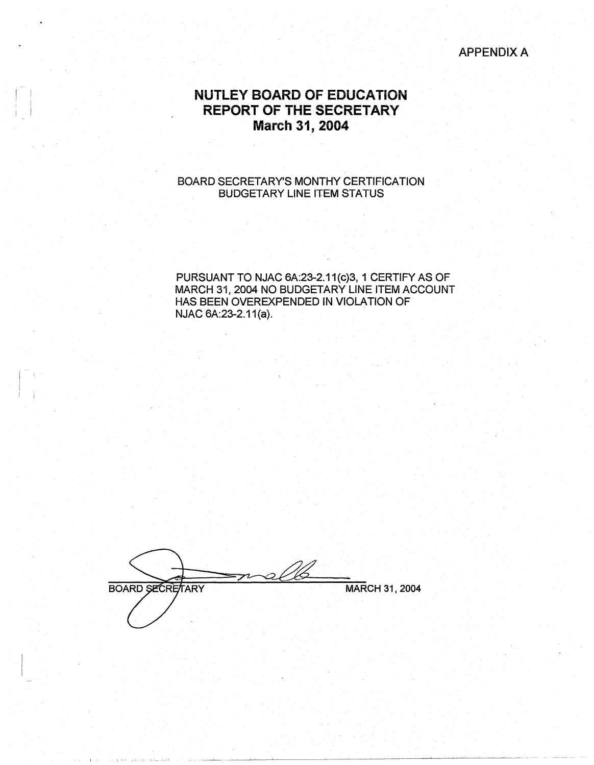APPENDIX A

# NUTLEY BOARD OF EDUCATION
# REPORT OF THE SECRETARY
# March 31, 2004

BOARD SECRETARY'S MONTHY CERTIFICATION
BUDGETARY LINE ITEM STATUS

PURSUANT TO NJAC 6A:23-2.11(c)3, 1 CERTIFY AS OF MARCH 31, 2004 NO BUDGETARY LINE ITEM ACCOUNT HAS BEEN OVEREXPENDED IN VIOLATION OF NJAC 6A:23-2.11(a).

BOARD SECRETARY MARCH 31, 2004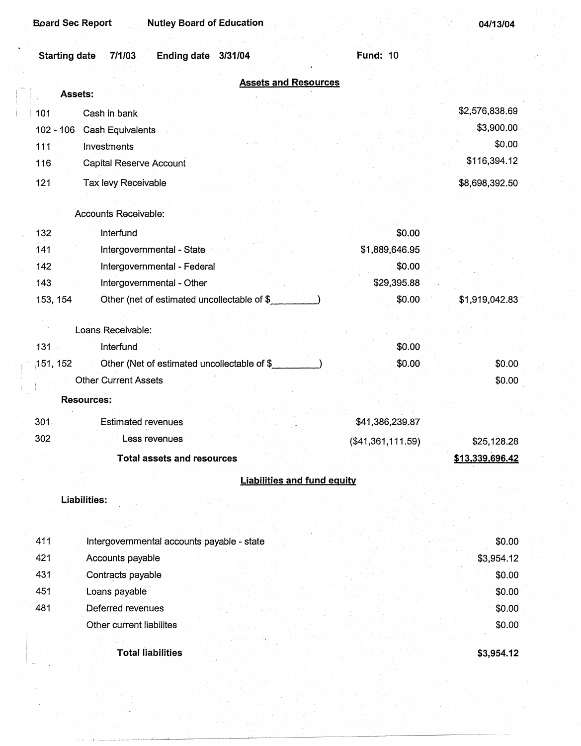Board Sec Report — Nutley Board of Education — 04/13/04

Starting date 7/1/03 Ending date 3/31/04 Fund: 10

## Assets and Resources

| Code | Description | | |
|---|---|---|---|
| | **Assets:** | | |
| 101 | Cash in bank | | $2,576,838.69 |
| 102 - 106 | Cash Equivalents | | $3,900.00 |
| 111 | Investments | | $0.00 |
| 116 | Capital Reserve Account | | $116,394.12 |
| 121 | Tax levy Receivable | | $8,698,392.50 |
| | Accounts Receivable: | | |
| 132 | Interfund | $0.00 | |
| 141 | Intergovernmental - State | $1,889,646.95 | |
| 142 | Intergovernmental - Federal | $0.00 | |
| 143 | Intergovernmental - Other | $29,395.88 | |
| 153, 154 | Other (net of estimated uncollectable of $_________) | $0.00 | $1,919,042.83 |
| | Loans Receivable: | | |
| 131 | Interfund | $0.00 | |
| 151, 152 | Other (Net of estimated uncollectable of $_________) | $0.00 | $0.00 |
| | Other Current Assets | | $0.00 |
| | **Resources:** | | |
| 301 | Estimated revenues | $41,386,239.87 | |
| 302 | Less revenues | ($41,361,111.59) | $25,128.28 |
| | **Total assets and resources** | | **$13,339,696.42** |

## Liabilities and fund equity

| Code | Description | |
|---|---|---|
| | **Liabilities:** | |
| 411 | Intergovernmental accounts payable - state | $0.00 |
| 421 | Accounts payable | $3,954.12 |
| 431 | Contracts payable | $0.00 |
| 451 | Loans payable | $0.00 |
| 481 | Deferred revenues | $0.00 |
| | Other current liabilites | $0.00 |
| | **Total liabilities** | **$3,954.12** |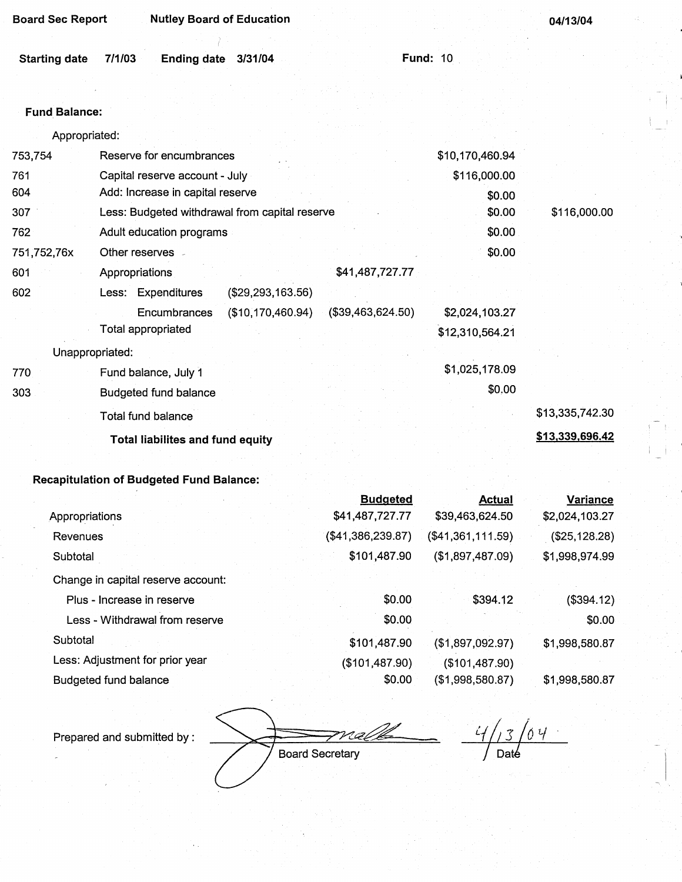Board Sec Report | Nutley Board of Education | 04/13/04

Starting date 7/1/03 | Ending date 3/31/04 | Fund: 10

## Fund Balance:

| | | | | | |
|---|---|---|---|---|---|
| | Appropriated: | | | | |
| 753,754 | Reserve for encumbrances | | | $10,170,460.94 | |
| 761 | Capital reserve account - July | | | $116,000.00 | |
| 604 | Add: Increase in capital reserve | | | $0.00 | |
| 307 | Less: Budgeted withdrawal from capital reserve | | | $0.00 | $116,000.00 |
| 762 | Adult education programs | | | $0.00 | |
| 751,752,76x | Other reserves | | | $0.00 | |
| 601 | Appropriations | | $41,487,727.77 | | |
| 602 | Less: Expenditures | ($29,293,163.56) | | | |
| | Encumbrances | ($10,170,460.94) | ($39,463,624.50) | $2,024,103.27 | |
| | Total appropriated | | | $12,310,564.21 | |
| | Unappropriated: | | | | |
| 770 | Fund balance, July 1 | | | $1,025,178.09 | |
| 303 | Budgeted fund balance | | | $0.00 | |
| | Total fund balance | | | | $13,335,742.30 |
| | **Total liabilites and fund equity** | | | | **$13,339,696.42** |

## Recapitulation of Budgeted Fund Balance:

| | Budgeted | Actual | Variance |
|---|---|---|---|
| Appropriations | $41,487,727.77 | $39,463,624.50 | $2,024,103.27 |
| Revenues | ($41,386,239.87) | ($41,361,111.59) | ($25,128.28) |
| Subtotal | $101,487.90 | ($1,897,487.09) | $1,998,974.99 |
| Change in capital reserve account: | | | |
| Plus - Increase in reserve | $0.00 | $394.12 | ($394.12) |
| Less - Withdrawal from reserve | $0.00 | | $0.00 |
| Subtotal | $101,487.90 | ($1,897,092.97) | $1,998,580.87 |
| Less: Adjustment for prior year | ($101,487.90) | ($101,487.90) | |
| Budgeted fund balance | $0.00 | ($1,998,580.87) | $1,998,580.87 |

Prepared and submitted by : _[signature]_ Board Secretary &nbsp;&nbsp; 4/13/04 Date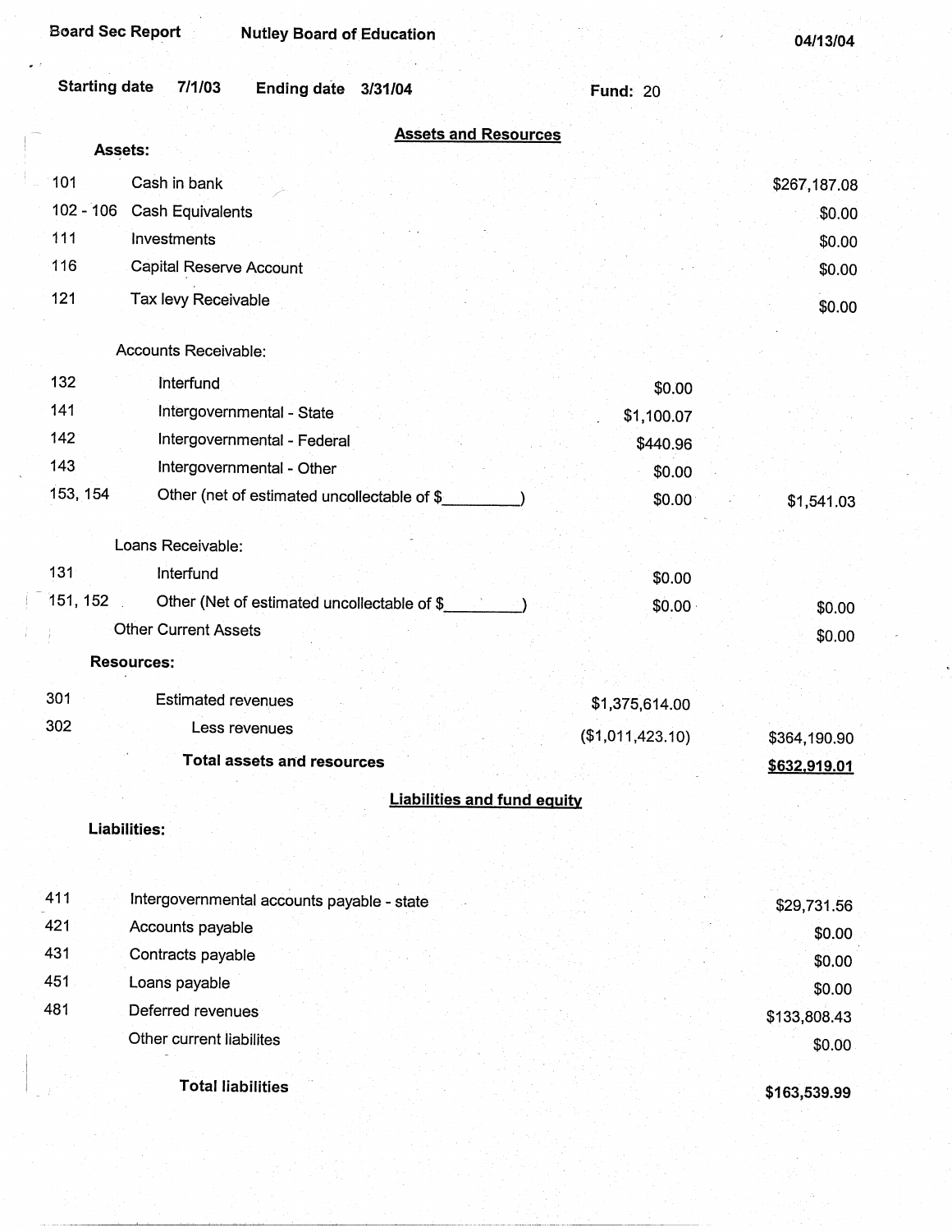Board Sec Report | Nutley Board of Education | 04/13/04

Starting date 7/1/03 | Ending date 3/31/04 | Fund: 20

## Assets and Resources

**Assets:**

| Code | Description | | Amount |
|---|---|---|---|
| 101 | Cash in bank | | $267,187.08 |
| 102 - 106 | Cash Equivalents | | $0.00 |
| 111 | Investments | | $0.00 |
| 116 | Capital Reserve Account | | $0.00 |
| 121 | Tax levy Receivable | | $0.00 |
| | Accounts Receivable: | | |
| 132 | Interfund | $0.00 | |
| 141 | Intergovernmental - State | $1,100.07 | |
| 142 | Intergovernmental - Federal | $440.96 | |
| 143 | Intergovernmental - Other | $0.00 | |
| 153, 154 | Other (net of estimated uncollectable of $_________) | $0.00 | $1,541.03 |
| | Loans Receivable: | | |
| 131 | Interfund | $0.00 | |
| 151, 152 | Other (Net of estimated uncollectable of $_________) | $0.00 | $0.00 |
| | Other Current Assets | | $0.00 |

**Resources:**

| Code | Description | | Amount |
|---|---|---|---|
| 301 | Estimated revenues | $1,375,614.00 | |
| 302 | Less revenues | ($1,011,423.10) | $364,190.90 |
| | **Total assets and resources** | | **$632,919.01** |

## Liabilities and fund equity

**Liabilities:**

| Code | Description | Amount |
|---|---|---|
| 411 | Intergovernmental accounts payable - state | $29,731.56 |
| 421 | Accounts payable | $0.00 |
| 431 | Contracts payable | $0.00 |
| 451 | Loans payable | $0.00 |
| 481 | Deferred revenues | $133,808.43 |
| | Other current liabilites | $0.00 |
| | **Total liabilities** | **$163,539.99** |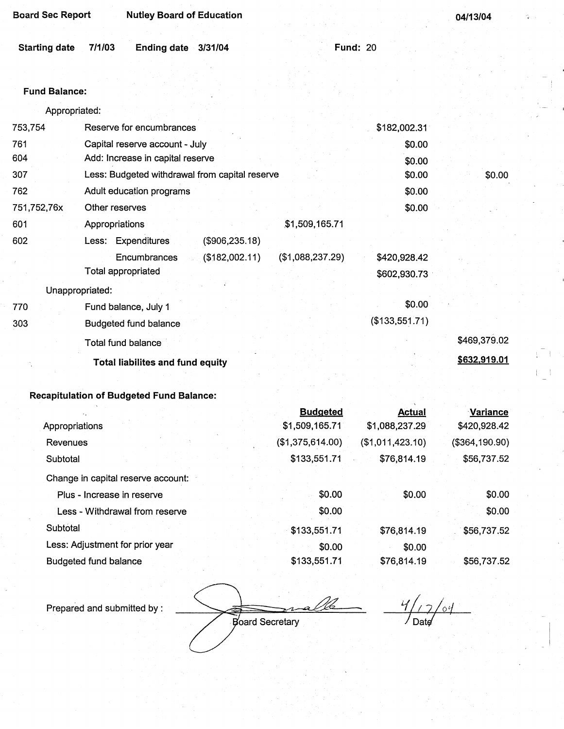Board Sec Report | Nutley Board of Education | 04/13/04

**Starting date** 7/1/03 **Ending date** 3/31/04 **Fund:** 20

**Fund Balance:**

| | | | | | |
|---|---|---|---|---|---|
| | Appropriated: | | | | |
| 753,754 | Reserve for encumbrances | | | $182,002.31 | |
| 761 | Capital reserve account - July | | | $0.00 | |
| 604 | Add: Increase in capital reserve | | | $0.00 | |
| 307 | Less: Budgeted withdrawal from capital reserve | | | $0.00 | $0.00 |
| 762 | Adult education programs | | | $0.00 | |
| 751,752,76x | Other reserves | | | $0.00 | |
| 601 | Appropriations | | $1,509,165.71 | | |
| 602 | Less: Expenditures | ($906,235.18) | | | |
| | Encumbrances | ($182,002.11) | ($1,088,237.29) | $420,928.42 | |
| | Total appropriated | | | $602,930.73 | |
| | Unappropriated: | | | | |
| 770 | Fund balance, July 1 | | | $0.00 | |
| 303 | Budgeted fund balance | | | ($133,551.71) | |
| | Total fund balance | | | | $469,379.02 |
| | **Total liabilites and fund equity** | | | | **$632,919.01** |

**Recapitulation of Budgeted Fund Balance:**

| | Budgeted | Actual | Variance |
|---|---|---|---|
| Appropriations | $1,509,165.71 | $1,088,237.29 | $420,928.42 |
| Revenues | ($1,375,614.00) | ($1,011,423.10) | ($364,190.90) |
| Subtotal | $133,551.71 | $76,814.19 | $56,737.52 |
| Change in capital reserve account: | | | |
| Plus - Increase in reserve | $0.00 | $0.00 | $0.00 |
| Less - Withdrawal from reserve | $0.00 | | $0.00 |
| Subtotal | $133,551.71 | $76,814.19 | $56,737.52 |
| Less: Adjustment for prior year | $0.00 | $0.00 | |
| Budgeted fund balance | $133,551.71 | $76,814.19 | $56,737.52 |

Prepared and submitted by : ______________________ Board Secretary  4/17/04 Date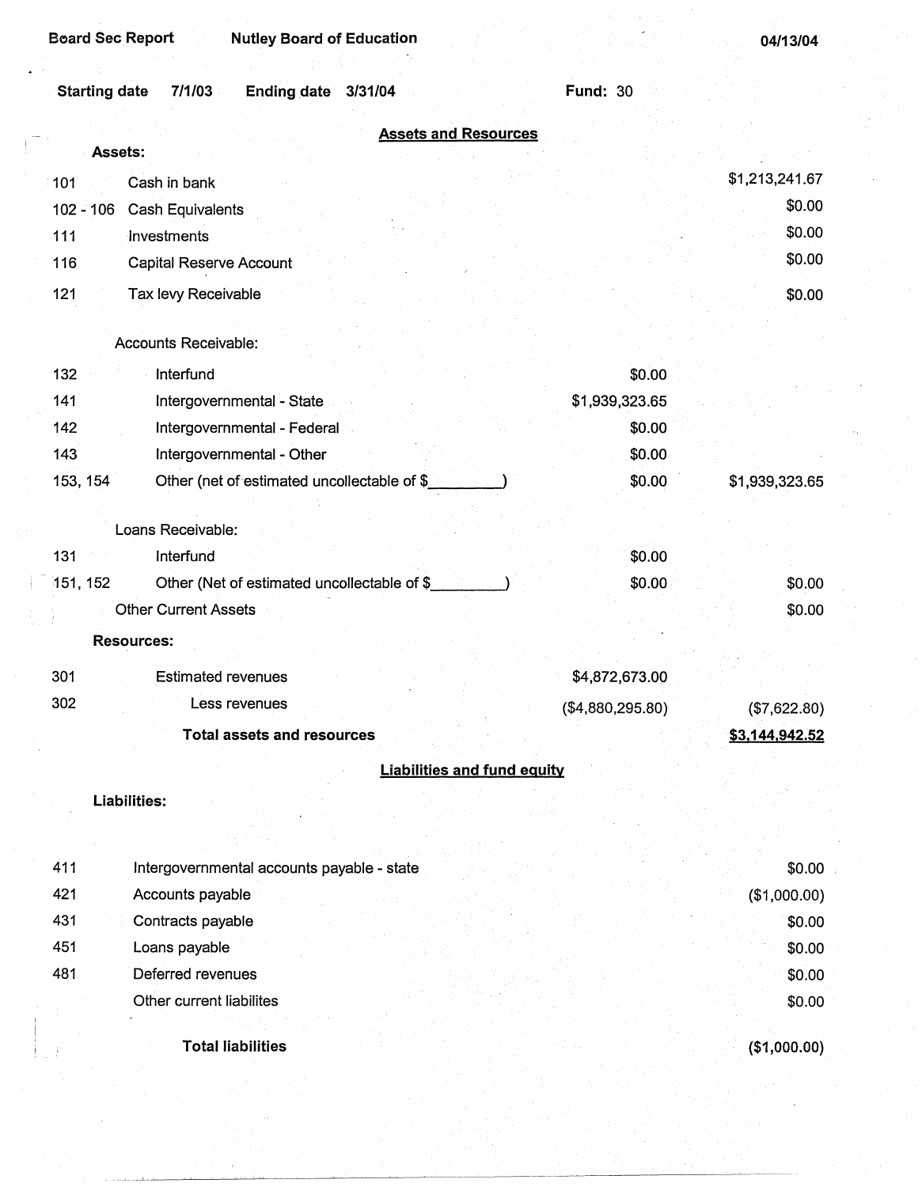Board Sec Report | Nutley Board of Education | 04/13/04

**Starting date** 7/1/03 **Ending date** 3/31/04 **Fund:** 30

## Assets and Resources

**Assets:**

| Code | Description | | Amount |
|---|---|---|---|
| 101 | Cash in bank | | $1,213,241.67 |
| 102 - 106 | Cash Equivalents | | $0.00 |
| 111 | Investments | | $0.00 |
| 116 | Capital Reserve Account | | $0.00 |
| 121 | Tax levy Receivable | | $0.00 |
| | Accounts Receivable: | | |
| 132 | Interfund | $0.00 | |
| 141 | Intergovernmental - State | $1,939,323.65 | |
| 142 | Intergovernmental - Federal | $0.00 | |
| 143 | Intergovernmental - Other | $0.00 | |
| 153, 154 | Other (net of estimated uncollectable of $_________) | $0.00 | $1,939,323.65 |
| | Loans Receivable: | | |
| 131 | Interfund | $0.00 | |
| 151, 152 | Other (Net of estimated uncollectable of $_________) | $0.00 | $0.00 |
| | Other Current Assets | | $0.00 |
| | **Resources:** | | |
| 301 | Estimated revenues | $4,872,673.00 | |
| 302 | Less revenues | ($4,880,295.80) | ($7,622.80) |
| | **Total assets and resources** | | **$3,144,942.52** |

## Liabilities and fund equity

**Liabilities:**

| Code | Description | Amount |
|---|---|---|
| 411 | Intergovernmental accounts payable - state | $0.00 |
| 421 | Accounts payable | ($1,000.00) |
| 431 | Contracts payable | $0.00 |
| 451 | Loans payable | $0.00 |
| 481 | Deferred revenues | $0.00 |
| | Other current liabilites | $0.00 |
| | **Total liabilities** | **($1,000.00)** |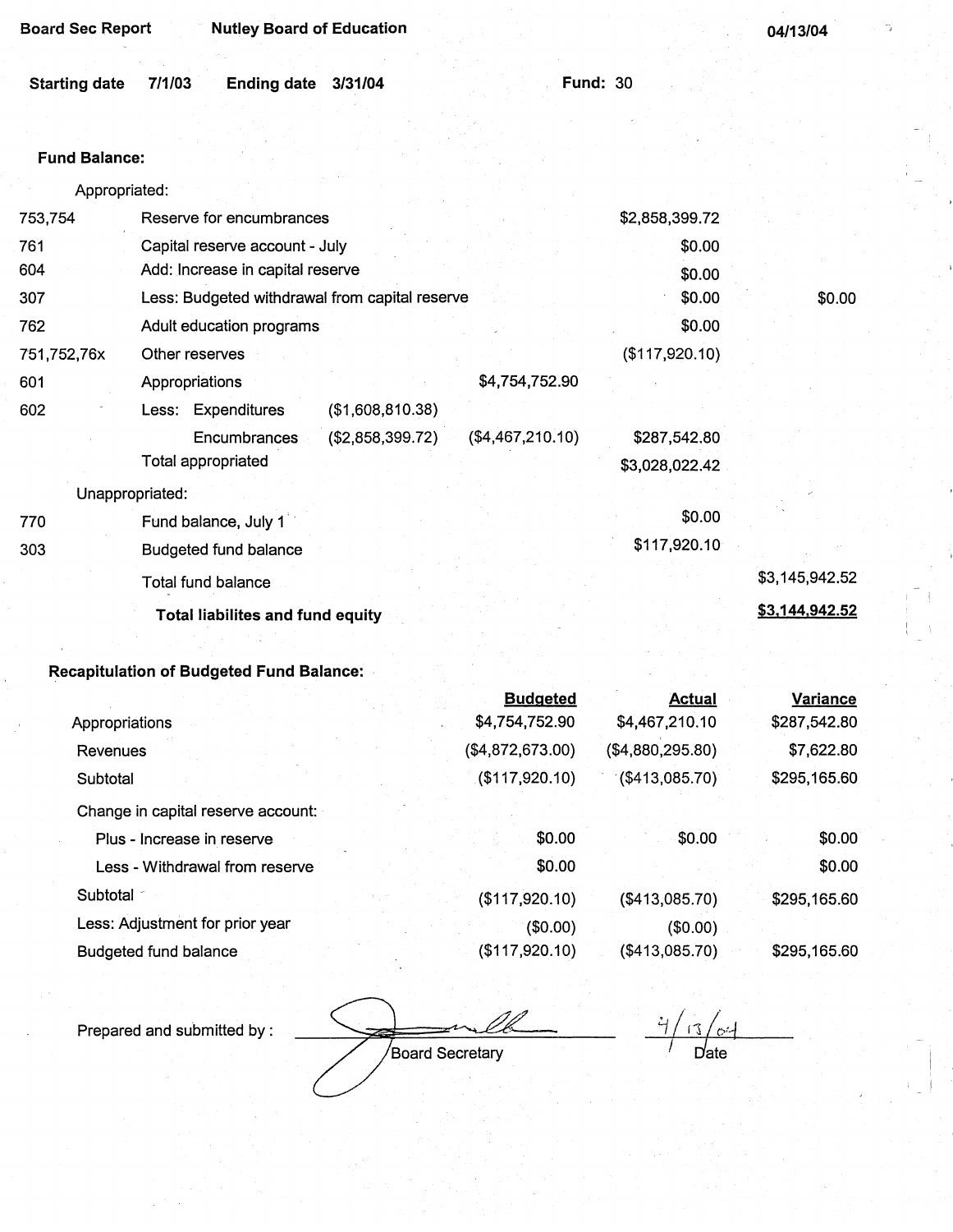Board Sec Report　　Nutley Board of Education　　04/13/04

Starting date 7/1/03　　Ending date 3/31/04　　Fund: 30

**Fund Balance:**

| | | | | | | |
|---|---|---|---|---|---|---|
| | Appropriated: | | | | | |
| 753,754 | Reserve for encumbrances | | | | $2,858,399.72 | |
| 761 | Capital reserve account - July | | | | $0.00 | |
| 604 | Add: Increase in capital reserve | | | | $0.00 | |
| 307 | Less: Budgeted withdrawal from capital reserve | | | | $0.00 | $0.00 |
| 762 | Adult education programs | | | | $0.00 | |
| 751,752,76x | Other reserves | | | | ($117,920.10) | |
| 601 | Appropriations | | | $4,754,752.90 | | |
| 602 | Less: Expenditures | | ($1,608,810.38) | | | |
| | Encumbrances | | ($2,858,399.72) | ($4,467,210.10) | $287,542.80 | |
| | Total appropriated | | | | $3,028,022.42 | |
| | Unappropriated: | | | | | |
| 770 | Fund balance, July 1 | | | | $0.00 | |
| 303 | Budgeted fund balance | | | | $117,920.10 | |
| | Total fund balance | | | | | $3,145,942.52 |
| | **Total liabilites and fund equity** | | | | | **$3,144,942.52** |

**Recapitulation of Budgeted Fund Balance:**

| | Budgeted | Actual | Variance |
|---|---|---|---|
| Appropriations | $4,754,752.90 | $4,467,210.10 | $287,542.80 |
| Revenues | ($4,872,673.00) | ($4,880,295.80) | $7,622.80 |
| Subtotal | ($117,920.10) | ($413,085.70) | $295,165.60 |
| Change in capital reserve account: | | | |
| Plus - Increase in reserve | $0.00 | $0.00 | $0.00 |
| Less - Withdrawal from reserve | $0.00 | | $0.00 |
| Subtotal | ($117,920.10) | ($413,085.70) | $295,165.60 |
| Less: Adjustment for prior year | ($0.00) | ($0.00) | |
| Budgeted fund balance | ($117,920.10) | ($413,085.70) | $295,165.60 |

Prepared and submitted by : ____________________ Board Secretary　　4/13/04 Date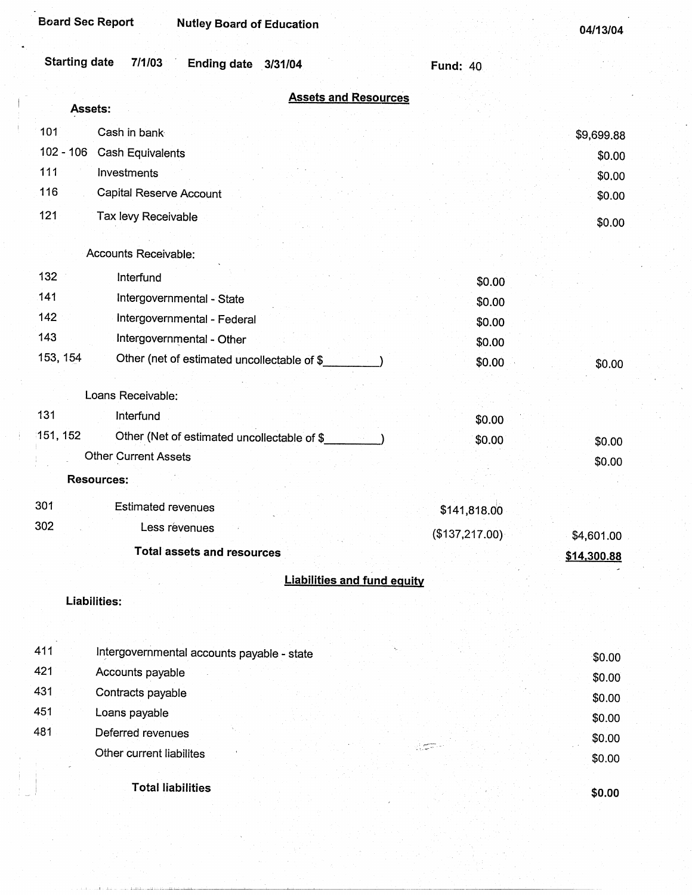Board Sec Report — Nutley Board of Education — 04/13/04

Starting date 7/1/03 — Ending date 3/31/04 — Fund: 40

## Assets and Resources

**Assets:**

| Code | Description | | Amount |
|---|---|---|---|
| 101 | Cash in bank | | $9,699.88 |
| 102 - 106 | Cash Equivalents | | $0.00 |
| 111 | Investments | | $0.00 |
| 116 | Capital Reserve Account | | $0.00 |
| 121 | Tax levy Receivable | | $0.00 |
| | Accounts Receivable: | | |
| 132 | Interfund | $0.00 | |
| 141 | Intergovernmental - State | $0.00 | |
| 142 | Intergovernmental - Federal | $0.00 | |
| 143 | Intergovernmental - Other | $0.00 | |
| 153, 154 | Other (net of estimated uncollectable of $_________) | $0.00 | $0.00 |
| | Loans Receivable: | | |
| 131 | Interfund | $0.00 | |
| 151, 152 | Other (Net of estimated uncollectable of $_________) | $0.00 | $0.00 |
| | Other Current Assets | | $0.00 |

**Resources:**

| Code | Description | | Amount |
|---|---|---|---|
| 301 | Estimated revenues | $141,818.00 | |
| 302 | Less revenues | ($137,217.00) | $4,601.00 |
| | **Total assets and resources** | | **$14,300.88** |

## Liabilities and fund equity

**Liabilities:**

| Code | Description | Amount |
|---|---|---|
| 411 | Intergovernmental accounts payable - state | $0.00 |
| 421 | Accounts payable | $0.00 |
| 431 | Contracts payable | $0.00 |
| 451 | Loans payable | $0.00 |
| 481 | Deferred revenues | $0.00 |
| | Other current liabilites | $0.00 |
| | **Total liabilities** | **$0.00** |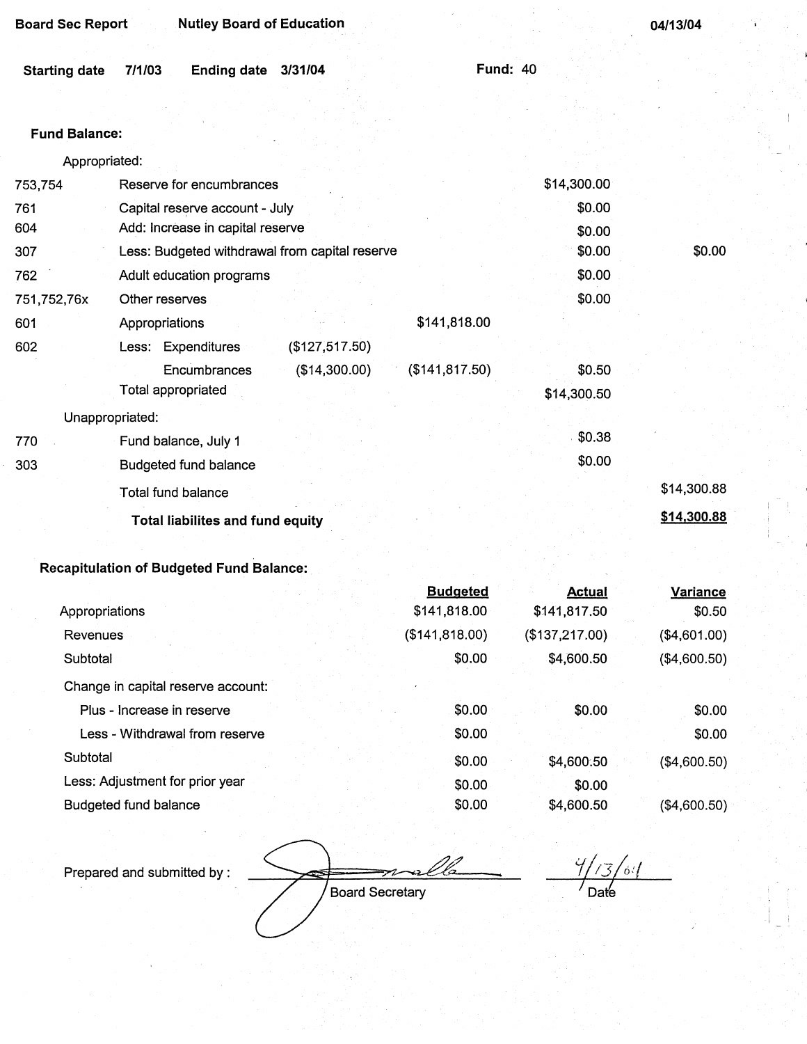**Board Sec Report** **Nutley Board of Education** **04/13/04**

**Starting date** **7/1/03** **Ending date** **3/31/04** **Fund:** 40

**Fund Balance:**

| | | | | | |
|---|---|---|---|---|---|
| | Appropriated: | | | | |
| 753,754 | Reserve for encumbrances | | | $14,300.00 | |
| 761 | Capital reserve account - July | | | $0.00 | |
| 604 | Add: Increase in capital reserve | | | $0.00 | |
| 307 | Less: Budgeted withdrawal from capital reserve | | | $0.00 | $0.00 |
| 762 | Adult education programs | | | $0.00 | |
| 751,752,76x | Other reserves | | | $0.00 | |
| 601 | Appropriations | | $141,818.00 | | |
| 602 | Less: Expenditures | ($127,517.50) | | | |
| | Encumbrances | ($14,300.00) | ($141,817.50) | $0.50 | |
| | Total appropriated | | | $14,300.50 | |
| | Unappropriated: | | | | |
| 770 | Fund balance, July 1 | | | $0.38 | |
| 303 | Budgeted fund balance | | | $0.00 | |
| | Total fund balance | | | | $14,300.88 |
| | **Total liabilites and fund equity** | | | | **$14,300.88** |

**Recapitulation of Budgeted Fund Balance:**

| | Budgeted | Actual | Variance |
|---|---|---|---|
| Appropriations | $141,818.00 | $141,817.50 | $0.50 |
| Revenues | ($141,818.00) | ($137,217.00) | ($4,601.00) |
| Subtotal | $0.00 | $4,600.50 | ($4,600.50) |
| Change in capital reserve account: | | | |
| Plus - Increase in reserve | $0.00 | $0.00 | $0.00 |
| Less - Withdrawal from reserve | $0.00 | | $0.00 |
| Subtotal | $0.00 | $4,600.50 | ($4,600.50) |
| Less: Adjustment for prior year | $0.00 | $0.00 | |
| Budgeted fund balance | $0.00 | $4,600.50 | ($4,600.50) |

Prepared and submitted by : _________________ Board Secretary 4/13/04 Date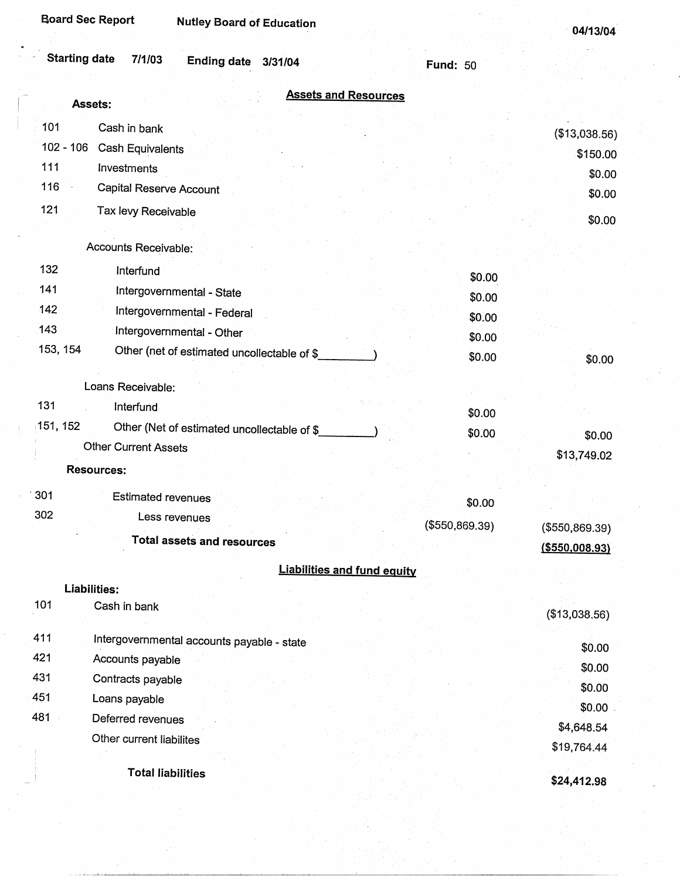Board Sec Report | Nutley Board of Education | 04/13/04

Starting date 7/1/03 | Ending date 3/31/04 | Fund: 50

## Assets and Resources

| Code | Description | | Amount |
|---|---|---|---|
| **Assets:** | | | |
| 101 | Cash in bank | | ($13,038.56) |
| 102 - 106 | Cash Equivalents | | $150.00 |
| 111 | Investments | | $0.00 |
| 116 | Capital Reserve Account | | $0.00 |
| 121 | Tax levy Receivable | | $0.00 |
| | Accounts Receivable: | | |
| 132 | Interfund | $0.00 | |
| 141 | Intergovernmental - State | $0.00 | |
| 142 | Intergovernmental - Federal | $0.00 | |
| 143 | Intergovernmental - Other | $0.00 | |
| 153, 154 | Other (net of estimated uncollectable of $_________) | $0.00 | $0.00 |
| | Loans Receivable: | | |
| 131 | Interfund | $0.00 | |
| 151, 152 | Other (Net of estimated uncollectable of $_________) | $0.00 | $0.00 |
| | Other Current Assets | | $13,749.02 |
| **Resources:** | | | |
| 301 | Estimated revenues | $0.00 | |
| 302 | Less revenues | ($550,869.39) | ($550,869.39) |
| | **Total assets and resources** | | **($550,008.93)** |

## Liabilities and fund equity

| Code | Description | Amount |
|---|---|---|
| **Liabilities:** | | |
| 101 | Cash in bank | ($13,038.56) |
| 411 | Intergovernmental accounts payable - state | $0.00 |
| 421 | Accounts payable | $0.00 |
| 431 | Contracts payable | $0.00 |
| 451 | Loans payable | $0.00 |
| 481 | Deferred revenues | $4,648.54 |
| | Other current liabilites | $19,764.44 |
| | **Total liabilities** | **$24,412.98** |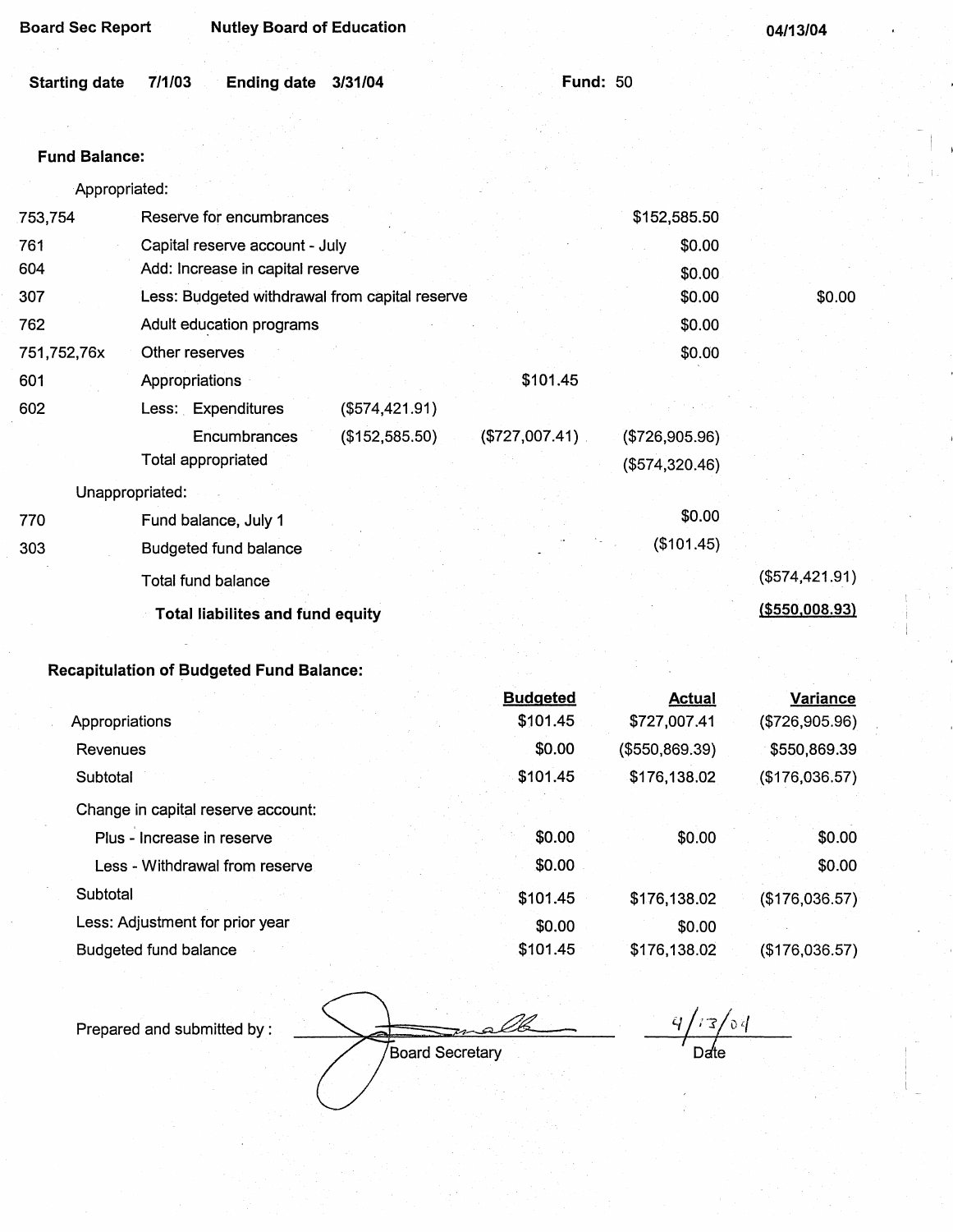**Board Sec Report** **Nutley Board of Education** **04/13/04**

**Starting date** **7/1/03** **Ending date** **3/31/04** **Fund:** 50

**Fund Balance:**

| Code | Description | | | | |
|---|---|---|---|---|---|
| | Appropriated: | | | | |
| 753,754 | Reserve for encumbrances | | | $152,585.50 | |
| 761 | Capital reserve account - July | | | $0.00 | |
| 604 | Add: Increase in capital reserve | | | $0.00 | |
| 307 | Less: Budgeted withdrawal from capital reserve | | | $0.00 | $0.00 |
| 762 | Adult education programs | | | $0.00 | |
| 751,752,76x | Other reserves | | | $0.00 | |
| 601 | Appropriations | | $101.45 | | |
| 602 | Less: Expenditures | ($574,421.91) | | | |
| | Encumbrances | ($152,585.50) | ($727,007.41) | ($726,905.96) | |
| | Total appropriated | | | ($574,320.46) | |
| | Unappropriated: | | | | |
| 770 | Fund balance, July 1 | | | $0.00 | |
| 303 | Budgeted fund balance | | | ($101.45) | |
| | Total fund balance | | | | ($574,421.91) |
| | **Total liabilites and fund equity** | | | | **($550,008.93)** |

**Recapitulation of Budgeted Fund Balance:**

| | Budgeted | Actual | Variance |
|---|---|---|---|
| Appropriations | $101.45 | $727,007.41 | ($726,905.96) |
| Revenues | $0.00 | ($550,869.39) | $550,869.39 |
| Subtotal | $101.45 | $176,138.02 | ($176,036.57) |
| Change in capital reserve account: | | | |
| Plus - Increase in reserve | $0.00 | $0.00 | $0.00 |
| Less - Withdrawal from reserve | $0.00 | | $0.00 |
| Subtotal | $101.45 | $176,138.02 | ($176,036.57) |
| Less: Adjustment for prior year | $0.00 | $0.00 | |
| Budgeted fund balance | $101.45 | $176,138.02 | ($176,036.57) |

Prepared and submitted by : [signature] Board Secretary     4/13/04 Date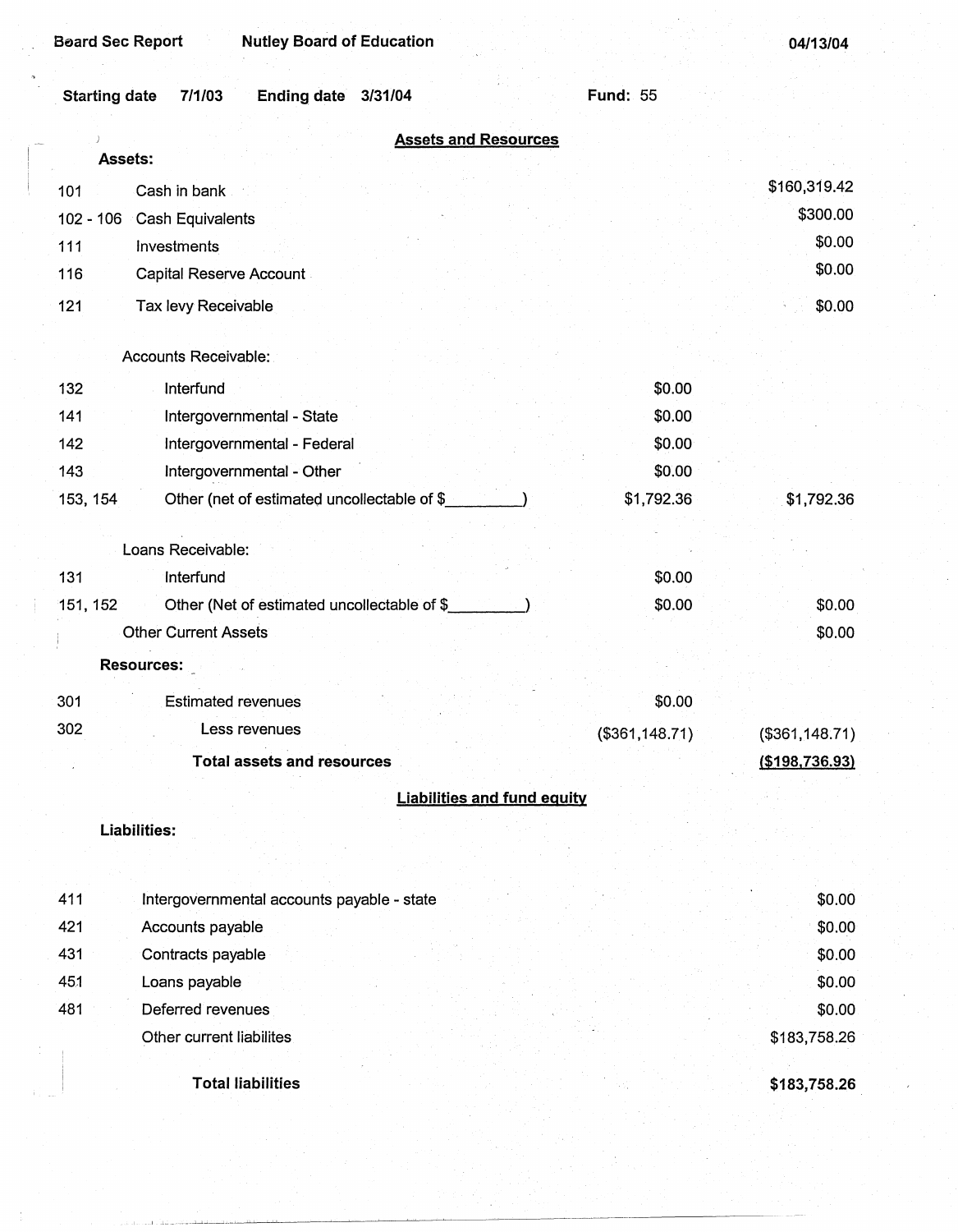Board Sec Report | Nutley Board of Education | 04/13/04

Starting date 7/1/03 Ending date 3/31/04 Fund: 55

## Assets and Resources

**Assets:**

| Code | Description | | |
|---|---|---|---|
| 101 | Cash in bank | | $160,319.42 |
| 102 - 106 | Cash Equivalents | | $300.00 |
| 111 | Investments | | $0.00 |
| 116 | Capital Reserve Account | | $0.00 |
| 121 | Tax levy Receivable | | $0.00 |
| | Accounts Receivable: | | |
| 132 | Interfund | $0.00 | |
| 141 | Intergovernmental - State | $0.00 | |
| 142 | Intergovernmental - Federal | $0.00 | |
| 143 | Intergovernmental - Other | $0.00 | |
| 153, 154 | Other (net of estimated uncollectable of $_________) | $1,792.36 | $1,792.36 |
| | Loans Receivable: | | |
| 131 | Interfund | $0.00 | |
| 151, 152 | Other (Net of estimated uncollectable of $_________) | $0.00 | $0.00 |
| | Other Current Assets | | $0.00 |
| | **Resources:** | | |
| 301 | Estimated revenues | $0.00 | |
| 302 | Less revenues | ($361,148.71) | ($361,148.71) |
| | **Total assets and resources** | | **($198,736.93)** |

## Liabilities and fund equity

**Liabilities:**

| Code | Description | |
|---|---|---|
| 411 | Intergovernmental accounts payable - state | $0.00 |
| 421 | Accounts payable | $0.00 |
| 431 | Contracts payable | $0.00 |
| 451 | Loans payable | $0.00 |
| 481 | Deferred revenues | $0.00 |
| | Other current liabilites | $183,758.26 |
| | **Total liabilities** | **$183,758.26** |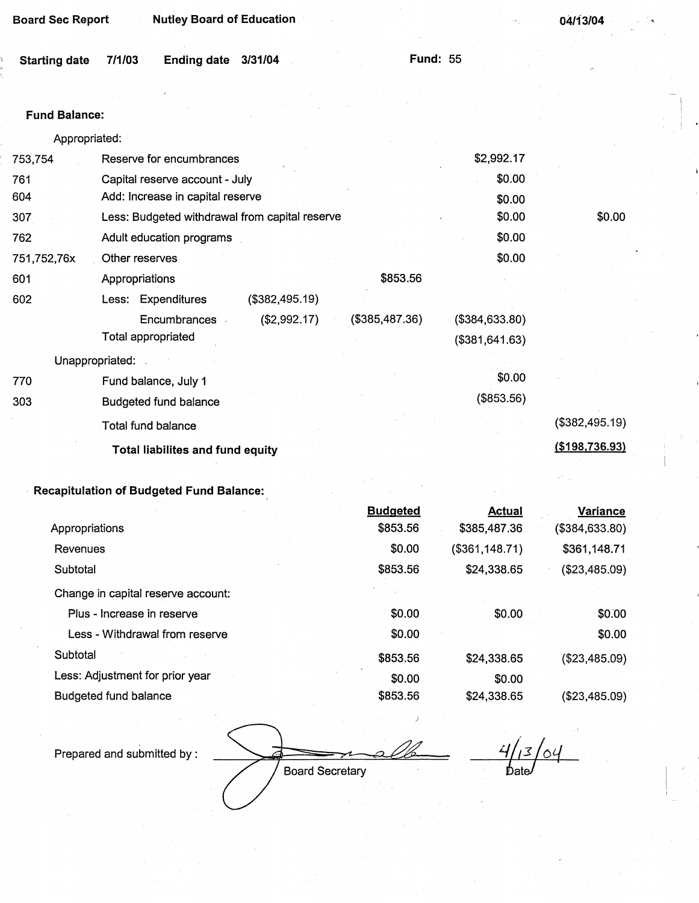Board Sec Report    Nutley Board of Education    04/13/04

Starting date 7/1/03    Ending date 3/31/04    Fund: 55

**Fund Balance:**

| | | | | | |
|---|---|---|---|---|---|
| | Appropriated: | | | | |
| 753,754 | Reserve for encumbrances | | | $2,992.17 | |
| 761 | Capital reserve account - July | | | $0.00 | |
| 604 | Add: Increase in capital reserve | | | $0.00 | |
| 307 | Less: Budgeted withdrawal from capital reserve | | | $0.00 | $0.00 |
| 762 | Adult education programs | | | $0.00 | |
| 751,752,76x | Other reserves | | | $0.00 | |
| 601 | Appropriations | | $853.56 | | |
| 602 | Less: Expenditures | ($382,495.19) | | | |
| | Encumbrances | ($2,992.17) | ($385,487.36) | ($384,633.80) | |
| | Total appropriated | | | ($381,641.63) | |
| | Unappropriated: | | | | |
| 770 | Fund balance, July 1 | | | $0.00 | |
| 303 | Budgeted fund balance | | | ($853.56) | |
| | Total fund balance | | | | ($382,495.19) |
| | **Total liabilites and fund equity** | | | | **($198,736.93)** |

**Recapitulation of Budgeted Fund Balance:**

| | Budgeted | Actual | Variance |
|---|---|---|---|
| Appropriations | $853.56 | $385,487.36 | ($384,633.80) |
| Revenues | $0.00 | ($361,148.71) | $361,148.71 |
| Subtotal | $853.56 | $24,338.65 | ($23,485.09) |
| Change in capital reserve account: | | | |
| Plus - Increase in reserve | $0.00 | $0.00 | $0.00 |
| Less - Withdrawal from reserve | $0.00 | | $0.00 |
| Subtotal | $853.56 | $24,338.65 | ($23,485.09) |
| Less: Adjustment for prior year | $0.00 | $0.00 | |
| Budgeted fund balance | $853.56 | $24,338.65 | ($23,485.09) |

Prepared and submitted by : _______________ Board Secretary    4/13/04 Date